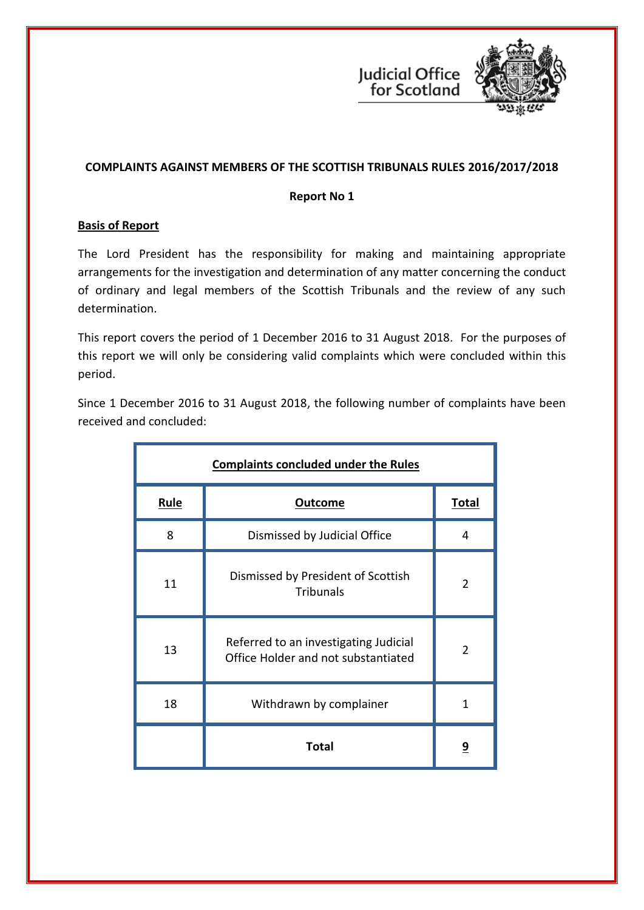Judicial Office for Scotland

**COMPLAINTS AGAINST MEMBERS OF THE SCOTTISH TRIBUNALS RULES 2016/2017/2018**

**Report No 1**

## Basis of Report

The Lord President has the responsibility for making and maintaining appropriate arrangements for the investigation and determination of any matter concerning the conduct of ordinary and legal members of the Scottish Tribunals and the review of any such determination.

This report covers the period of 1 December 2016 to 31 August 2018. For the purposes of this report we will only be considering valid complaints which were concluded within this period.

Since 1 December 2016 to 31 August 2018, the following number of complaints have been received and concluded:

| **Complaints concluded under the Rules** | | |
|---|---|---|
| **Rule** | **Outcome** | **Total** |
| 8 | Dismissed by Judicial Office | 4 |
| 11 | Dismissed by President of Scottish Tribunals | 2 |
| 13 | Referred to an investigating Judicial Office Holder and not substantiated | 2 |
| 18 | Withdrawn by complainer | 1 |
| | **Total** | **9** |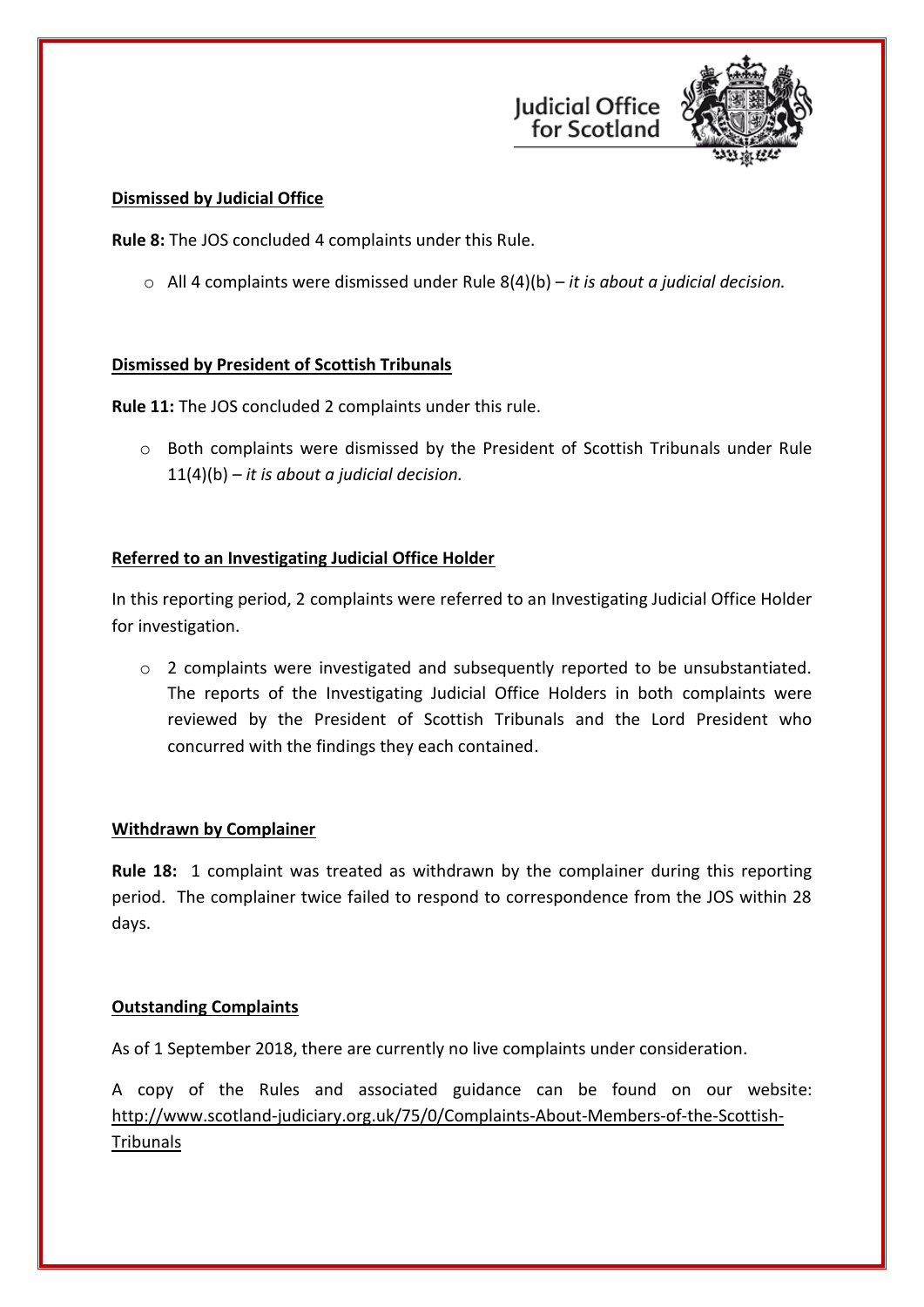**Dismissed by Judicial Office**

**Rule 8:** The JOS concluded 4 complaints under this Rule.

- All 4 complaints were dismissed under Rule 8(4)(b) – *it is about a judicial decision.*

**Dismissed by President of Scottish Tribunals**

**Rule 11:** The JOS concluded 2 complaints under this rule.

- Both complaints were dismissed by the President of Scottish Tribunals under Rule 11(4)(b) – *it is about a judicial decision.*

**Referred to an Investigating Judicial Office Holder**

In this reporting period, 2 complaints were referred to an Investigating Judicial Office Holder for investigation.

- 2 complaints were investigated and subsequently reported to be unsubstantiated. The reports of the Investigating Judicial Office Holders in both complaints were reviewed by the President of Scottish Tribunals and the Lord President who concurred with the findings they each contained.

**Withdrawn by Complainer**

**Rule 18:** 1 complaint was treated as withdrawn by the complainer during this reporting period. The complainer twice failed to respond to correspondence from the JOS within 28 days.

**Outstanding Complaints**

As of 1 September 2018, there are currently no live complaints under consideration.

A copy of the Rules and associated guidance can be found on our website: http://www.scotland-judiciary.org.uk/75/0/Complaints-About-Members-of-the-Scottish-Tribunals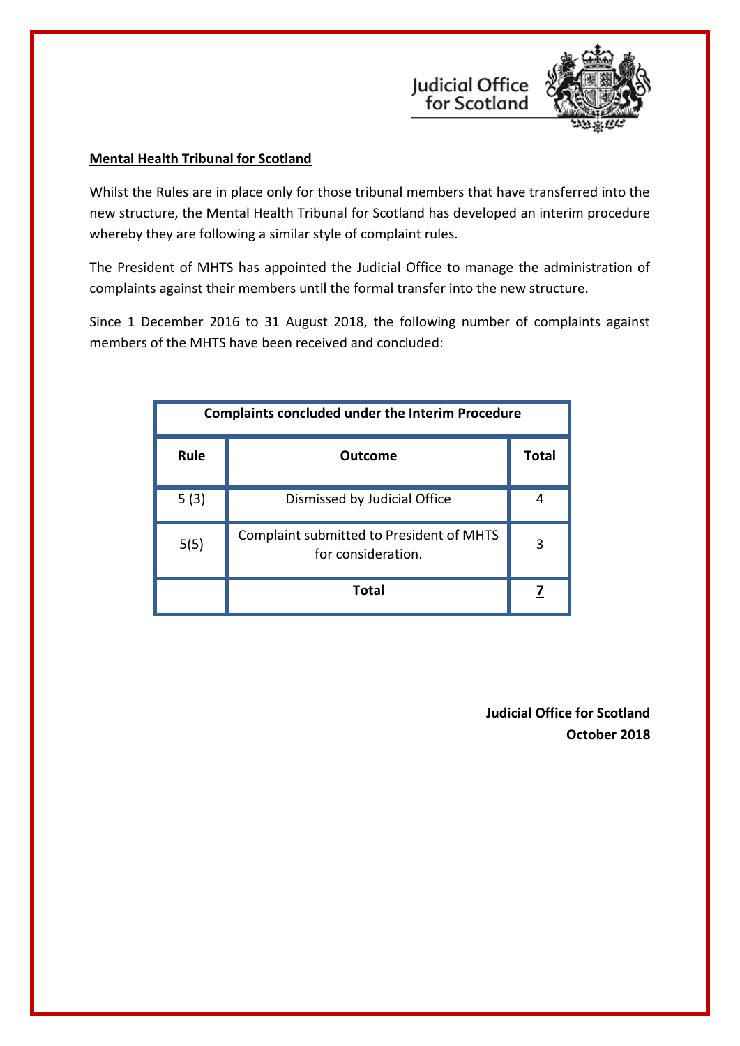## Mental Health Tribunal for Scotland

Whilst the Rules are in place only for those tribunal members that have transferred into the new structure, the Mental Health Tribunal for Scotland has developed an interim procedure whereby they are following a similar style of complaint rules.

The President of MHTS has appointed the Judicial Office to manage the administration of complaints against their members until the formal transfer into the new structure.

Since 1 December 2016 to 31 August 2018, the following number of complaints against members of the MHTS have been received and concluded:

| Complaints concluded under the Interim Procedure | | |
|---|---|---|
| **Rule** | **Outcome** | **Total** |
| 5 (3) | Dismissed by Judicial Office | 4 |
| 5(5) | Complaint submitted to President of MHTS for consideration. | 3 |
| | **Total** | **7** |

**Judicial Office for Scotland**
**October 2018**